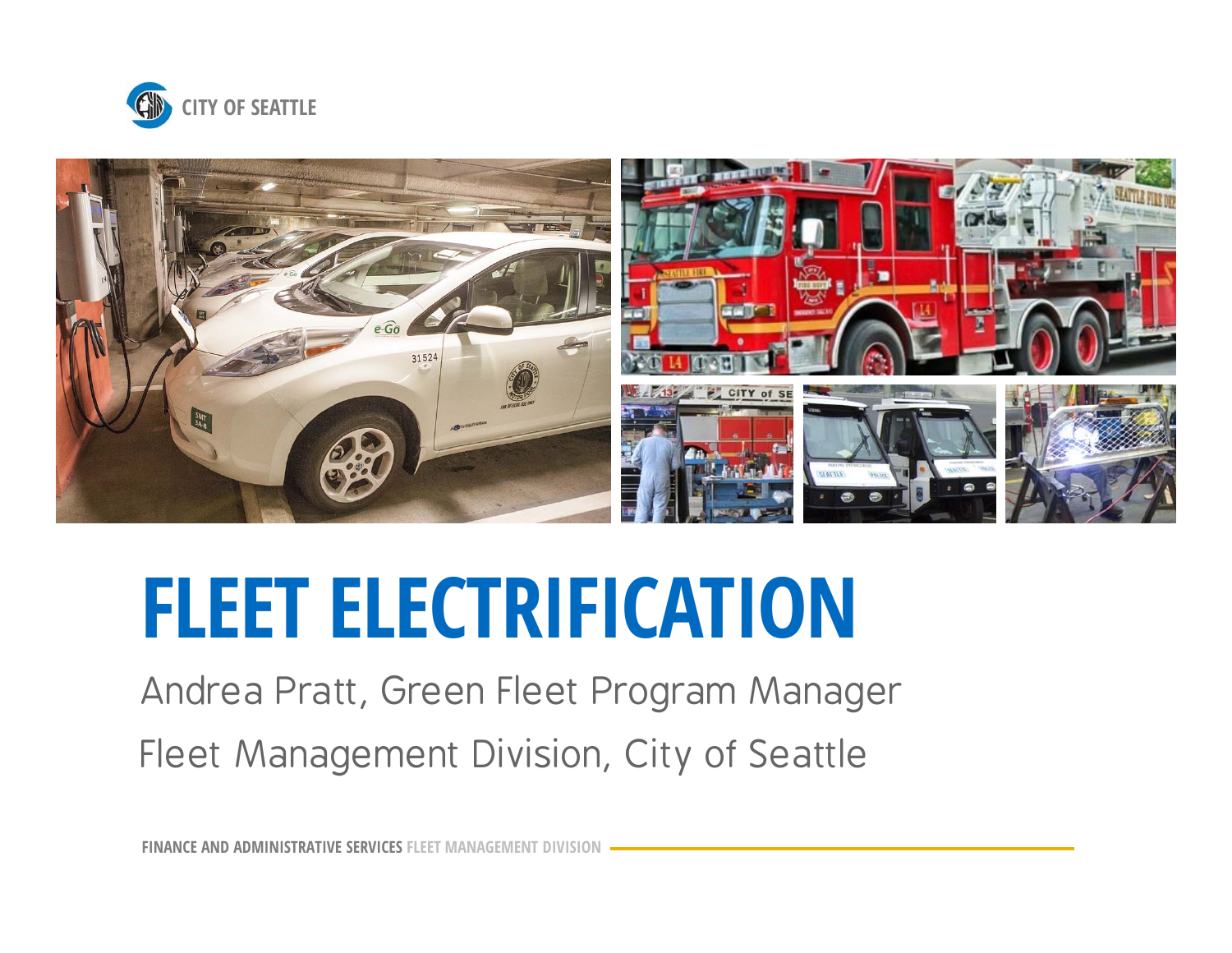CITY OF SEATTLE

# FLEET ELECTRIFICATION

Andrea Pratt, Green Fleet Program Manager

Fleet Management Division, City of Seattle

**FINANCE AND ADMINISTRATIVE SERVICES** FLEET MANAGEMENT DIVISION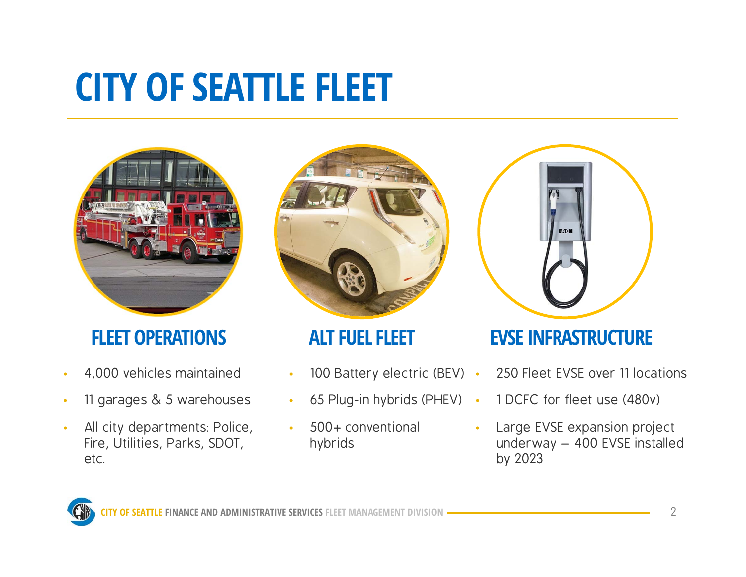# CITY OF SEATTLE FLEET

## FLEET OPERATIONS

- 4,000 vehicles maintained
- 11 garages & 5 warehouses
- All city departments: Police, Fire, Utilities, Parks, SDOT, etc.

## ALT FUEL FLEET

- 100 Battery electric (BEV)
- 65 Plug-in hybrids (PHEV)
- 500+ conventional hybrids

## EVSE INFRASTRUCTURE

- 250 Fleet EVSE over 11 locations
- 1 DCFC for fleet use (480v)
- Large EVSE expansion project underway – 400 EVSE installed by 2023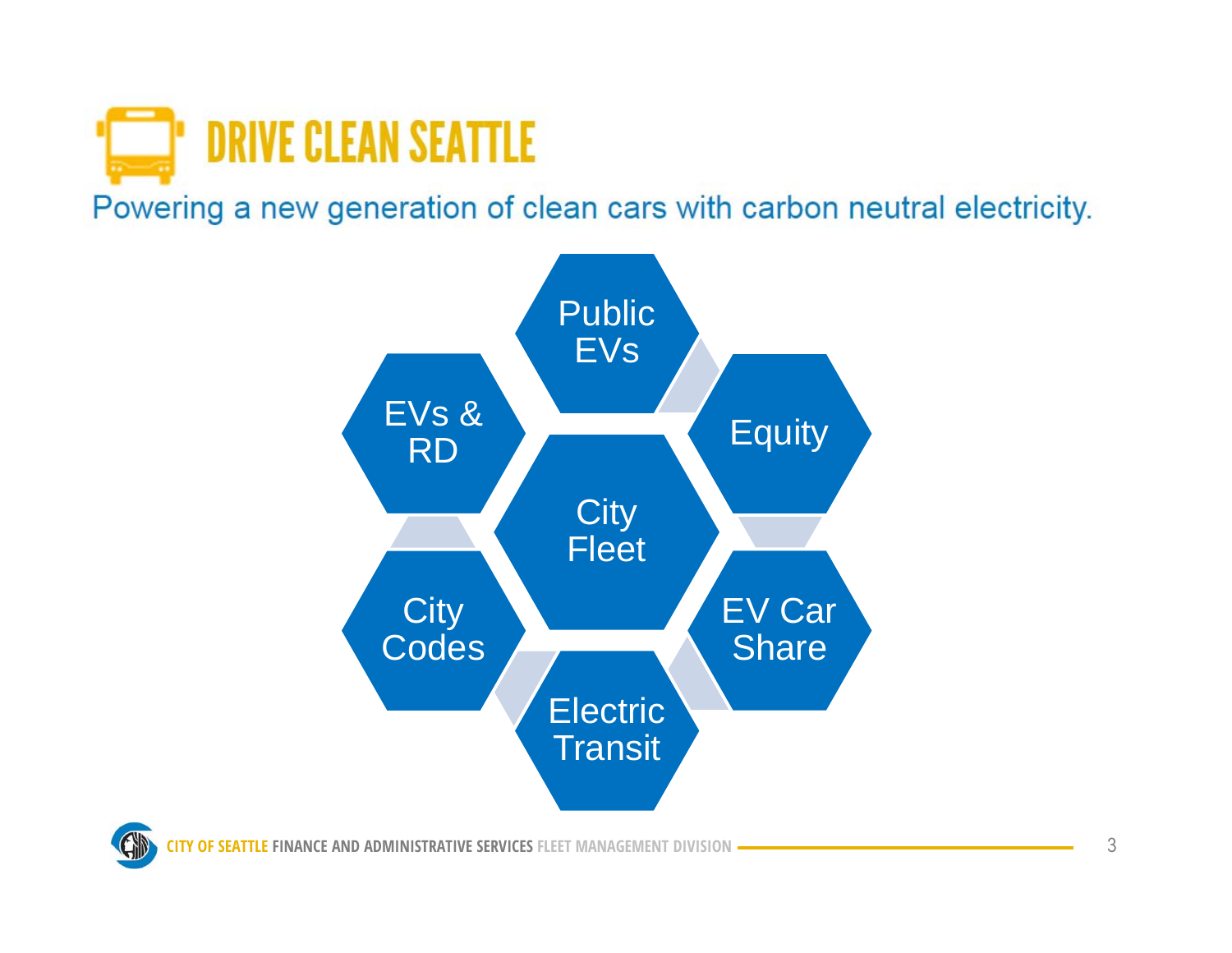# DRIVE CLEAN SEATTLE

Powering a new generation of clean cars with carbon neutral electricity.

- City Fleet
- Public EVs
- Equity
- EV Car Share
- Electric Transit
- City Codes
- EVs & RD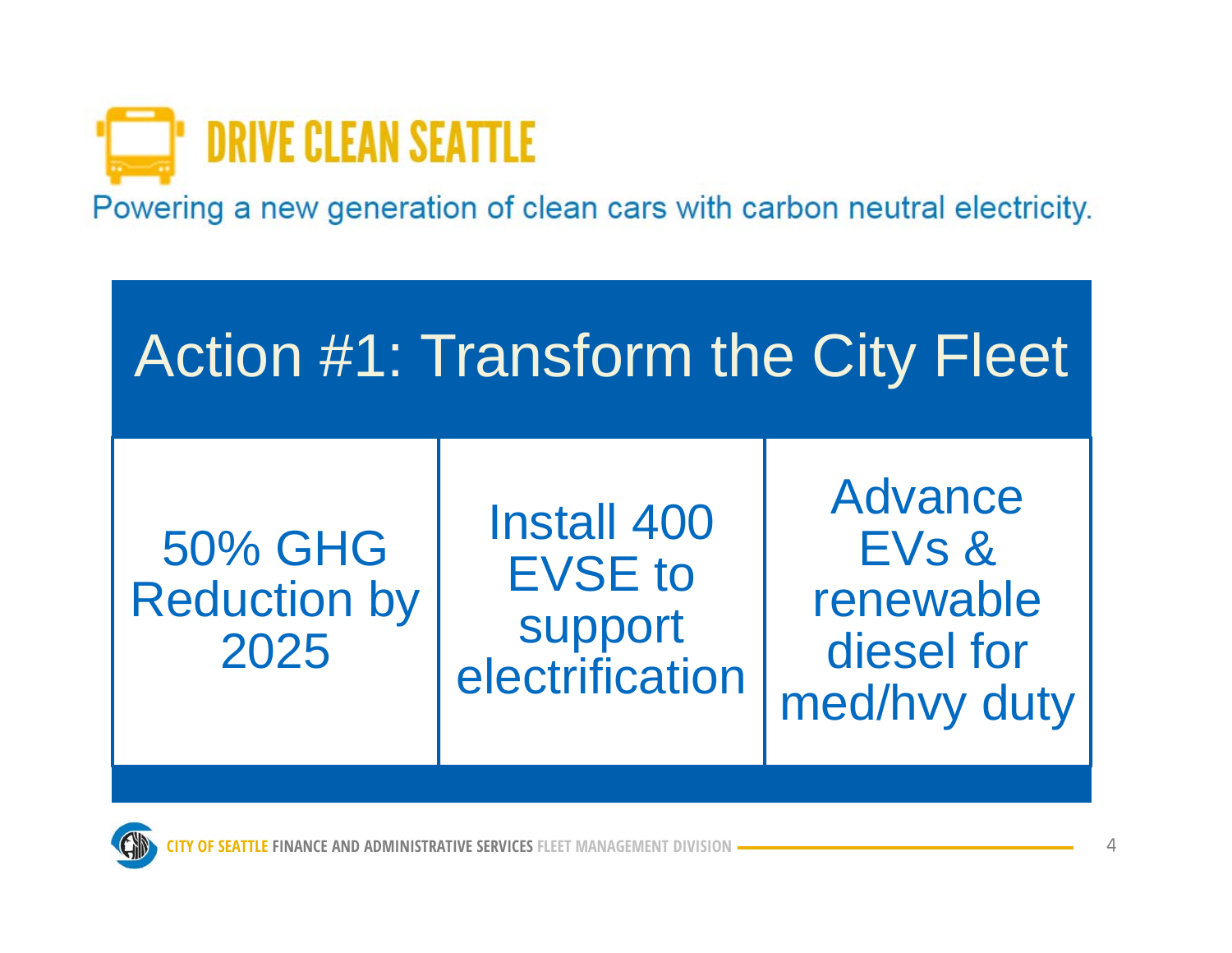# DRIVE CLEAN SEATTLE

Powering a new generation of clean cars with carbon neutral electricity.

## Action #1: Transform the City Fleet

| 50% GHG Reduction by 2025 | Install 400 EVSE to support electrification | Advance EVs & renewable diesel for med/hvy duty |
|---|---|---|

CITY OF SEATTLE FINANCE AND ADMINISTRATIVE SERVICES FLEET MANAGEMENT DIVISION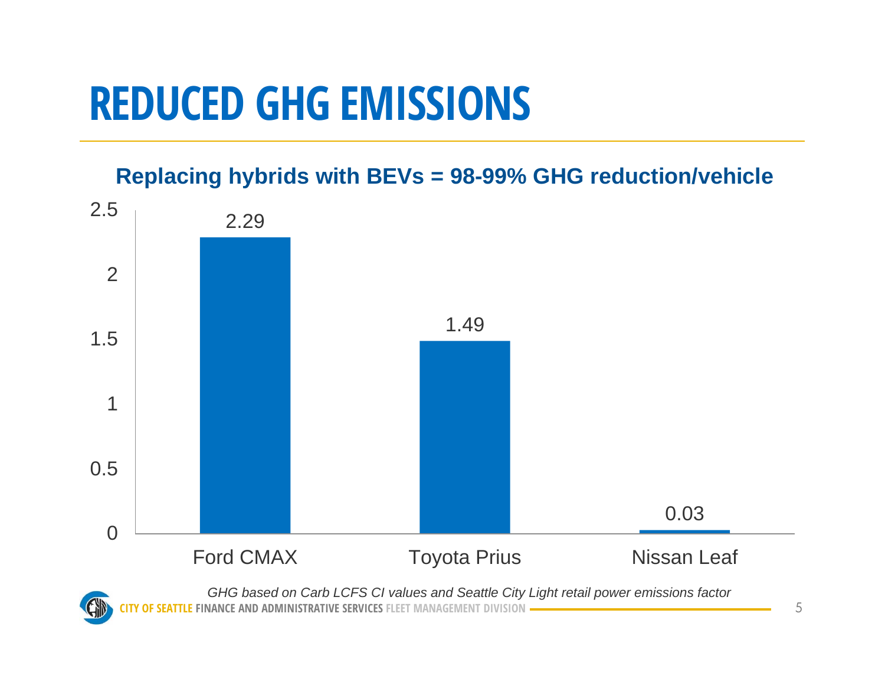# REDUCED GHG EMISSIONS

**Replacing hybrids with BEVs = 98-99% GHG reduction/vehicle**

| Vehicle | GHG |
|---|---|
| Ford CMAX | 2.29 |
| Toyota Prius | 1.49 |
| Nissan Leaf | 0.03 |

*GHG based on Carb LCFS CI values and Seattle City Light retail power emissions factor*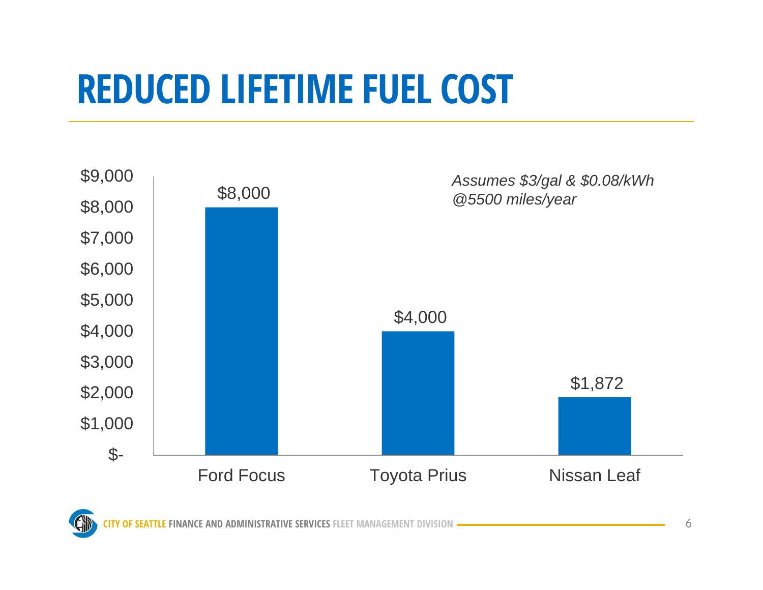# REDUCED LIFETIME FUEL COST

*Assumes $3/gal & $0.08/kWh @5500 miles/year*

| Vehicle | Lifetime Fuel Cost |
|---|---|
| Ford Focus | $8,000 |
| Toyota Prius | $4,000 |
| Nissan Leaf | $1,872 |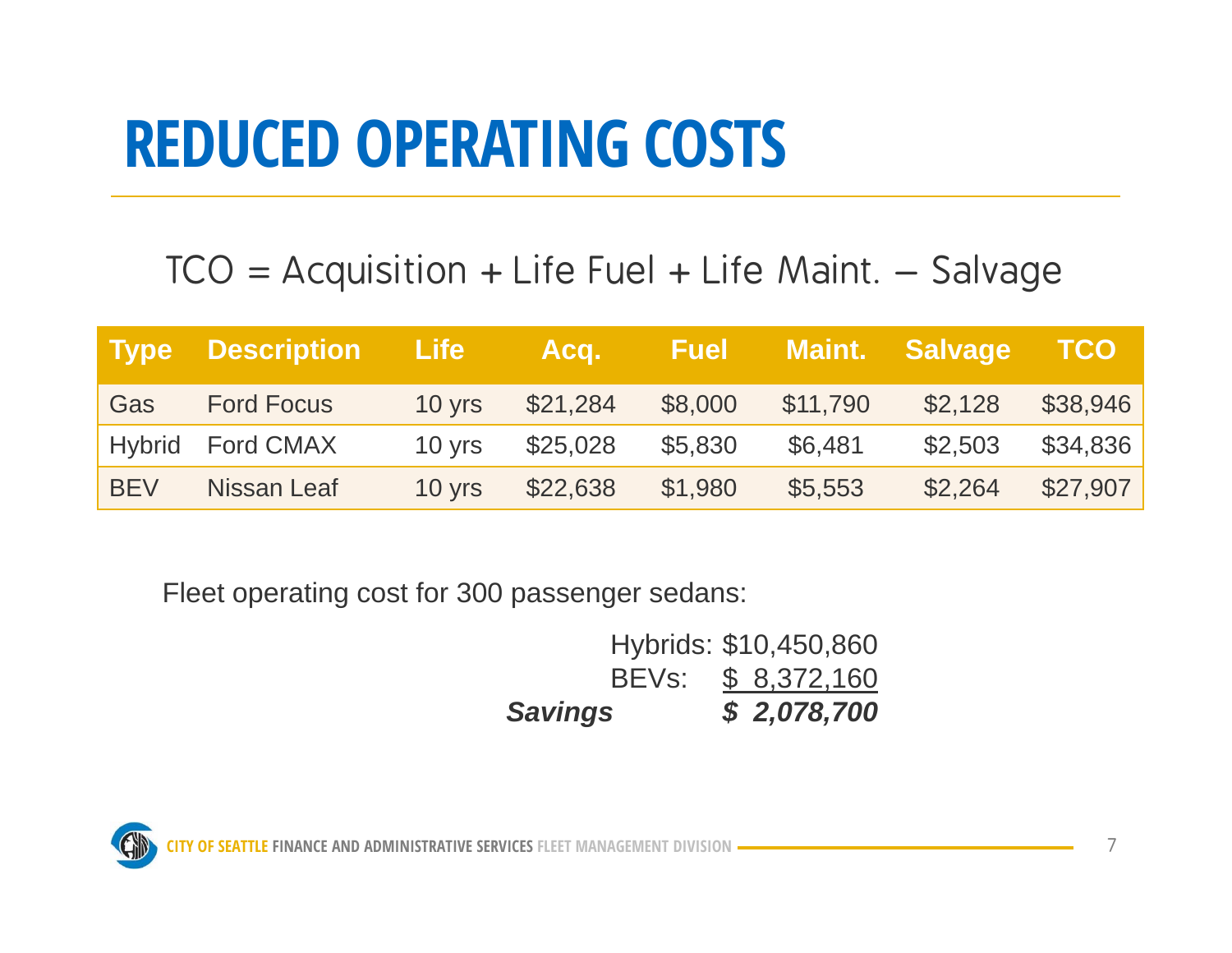# REDUCED OPERATING COSTS

TCO = Acquisition + Life Fuel + Life Maint. – Salvage

| Type | Description | Life | Acq. | Fuel | Maint. | Salvage | TCO |
|---|---|---|---|---|---|---|---|
| Gas | Ford Focus | 10 yrs | $21,284 | $8,000 | $11,790 | $2,128 | $38,946 |
| Hybrid | Ford CMAX | 10 yrs | $25,028 | $5,830 | $6,481 | $2,503 | $34,836 |
| BEV | Nissan Leaf | 10 yrs | $22,638 | $1,980 | $5,553 | $2,264 | $27,907 |

Fleet operating cost for 300 passenger sedans:

| | |
|---|---|
| Hybrids: | $10,450,860 |
| BEVs: | $ 8,372,160 |
| ***Savings*** | ***$ 2,078,700*** |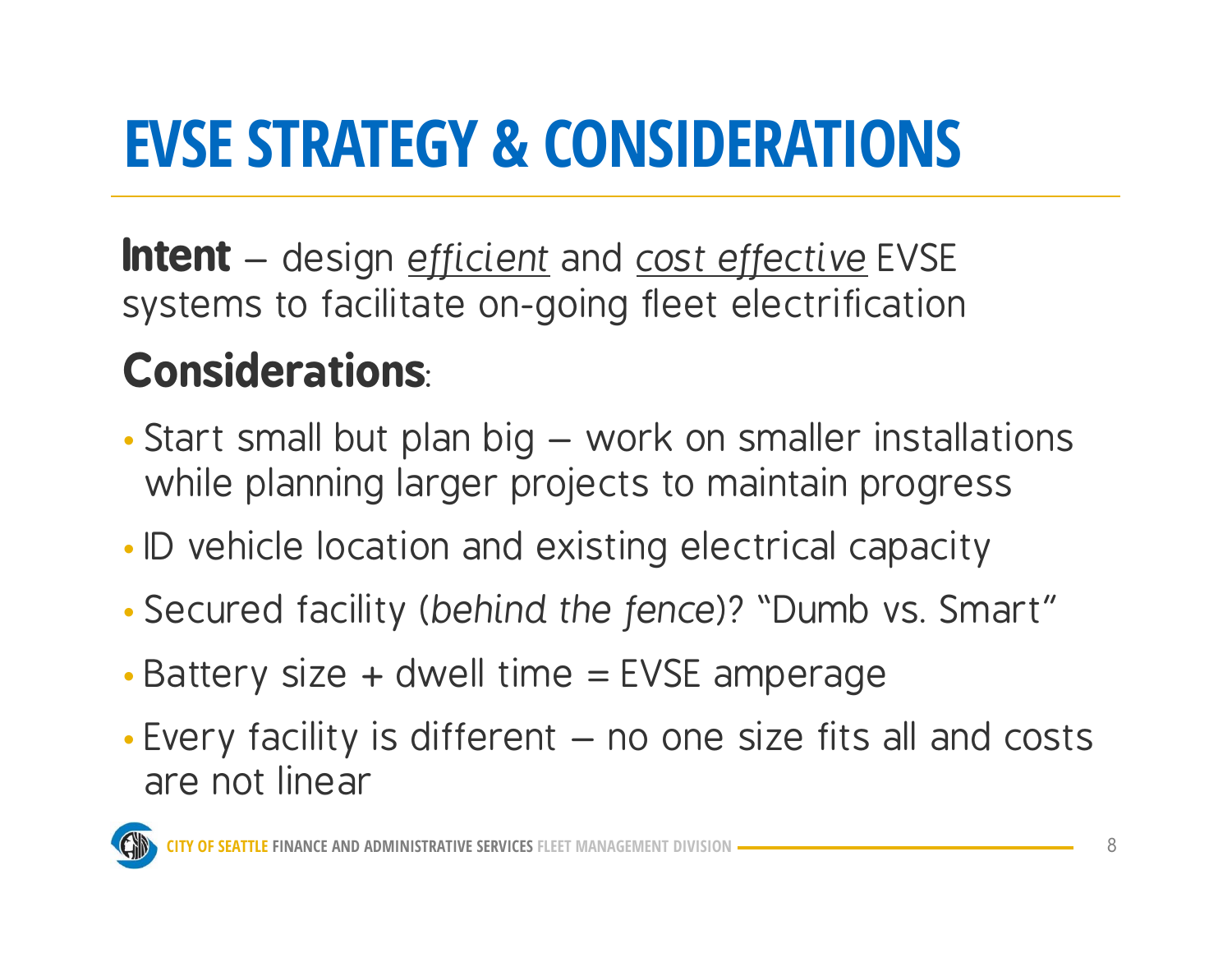# EVSE STRATEGY & CONSIDERATIONS

**Intent** – design _efficient_ and _cost effective_ EVSE systems to facilitate on-going fleet electrification

## Considerations:

- Start small but plan big – work on smaller installations while planning larger projects to maintain progress
- ID vehicle location and existing electrical capacity
- Secured facility (*behind the fence*)? "Dumb vs. Smart"
- Battery size + dwell time = EVSE amperage
- Every facility is different – no one size fits all and costs are not linear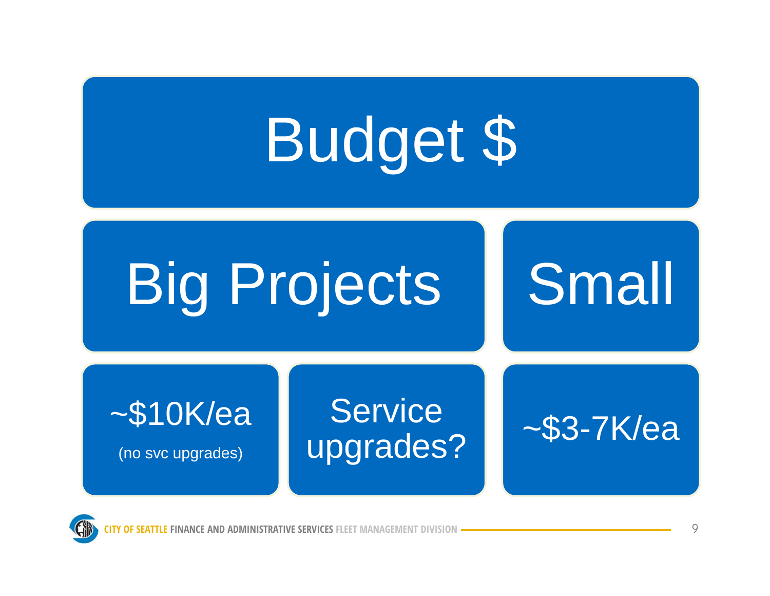# Budget $

| Big Projects | | Small |
| --- | --- | --- |
| ~$10K/ea (no svc upgrades) | Service upgrades? | ~$3-7K/ea |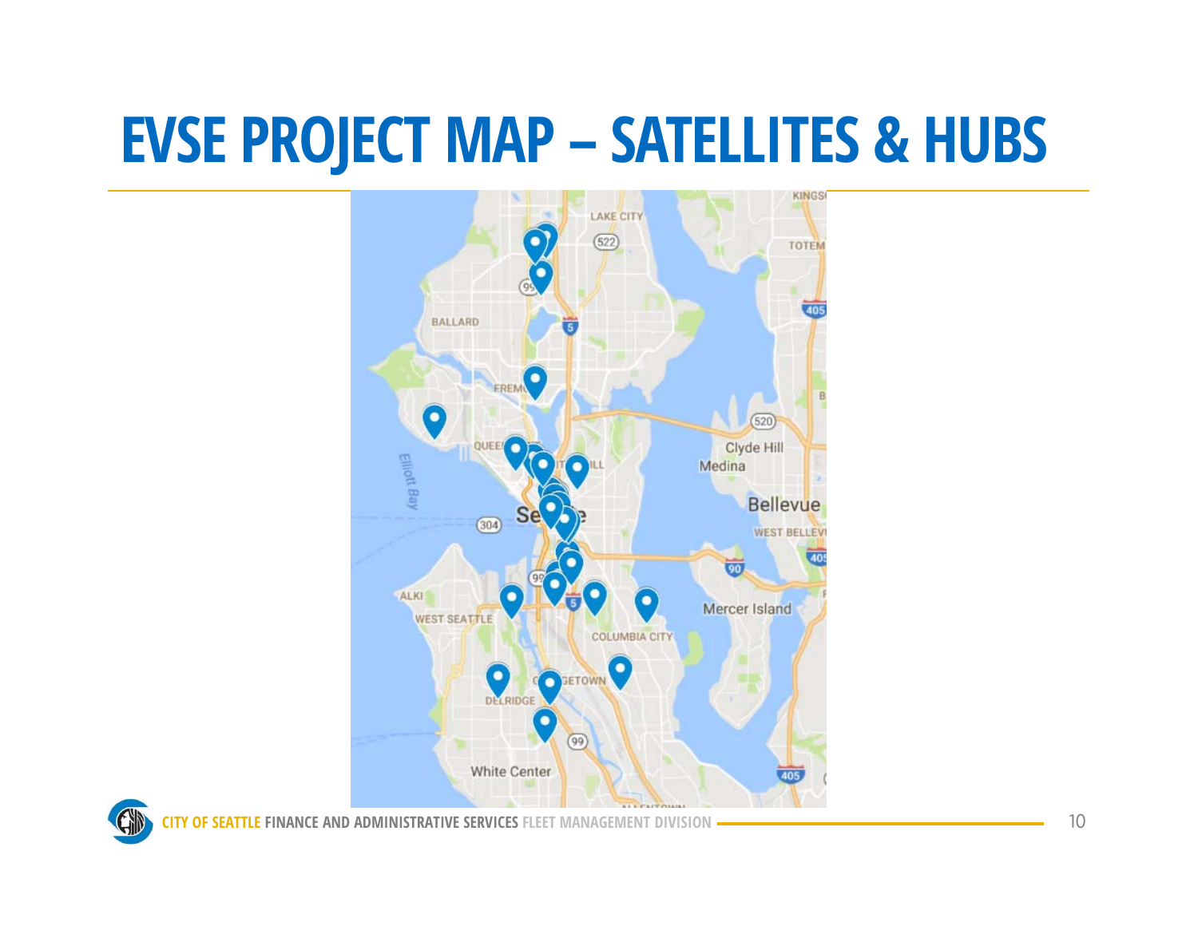# EVSE PROJECT MAP – SATELLITES & HUBS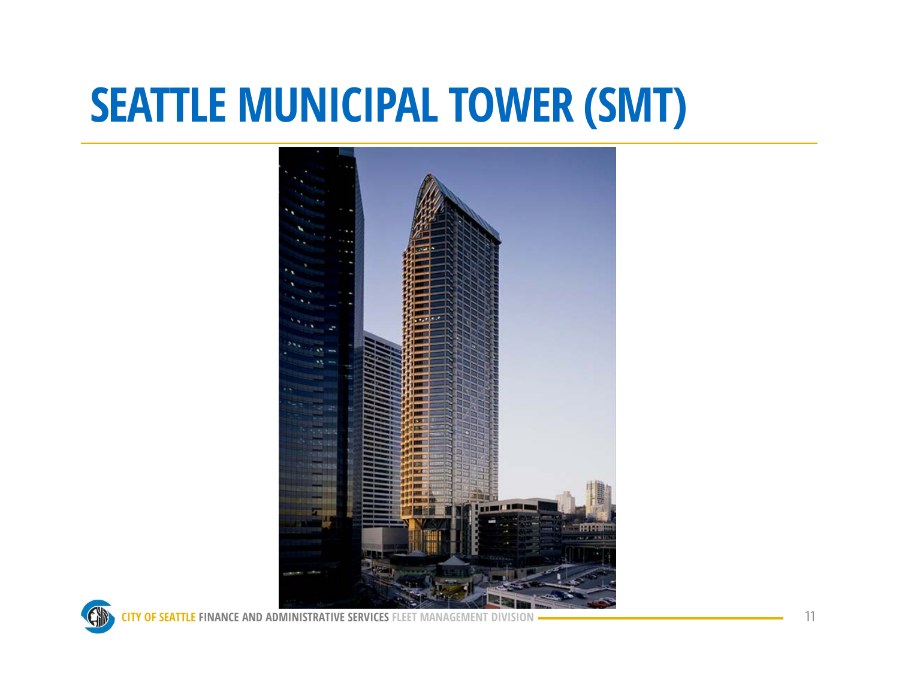# SEATTLE MUNICIPAL TOWER (SMT)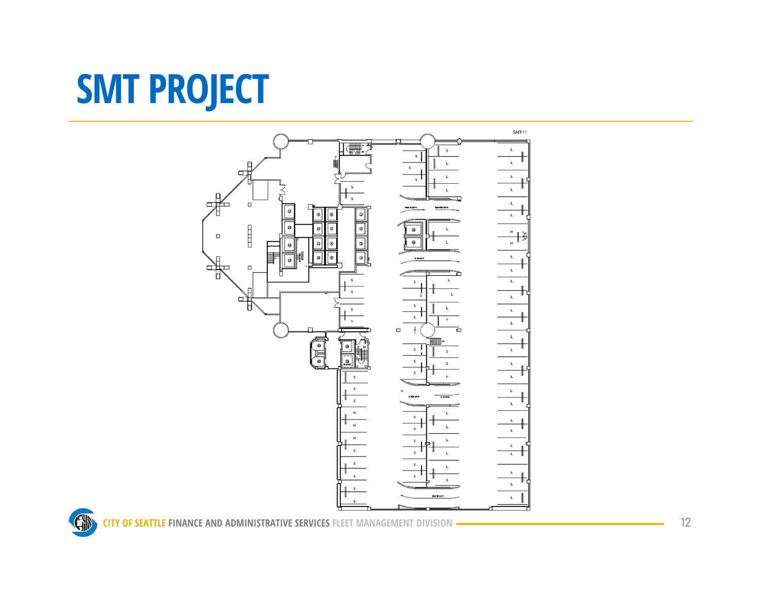# SMT PROJECT

SMT11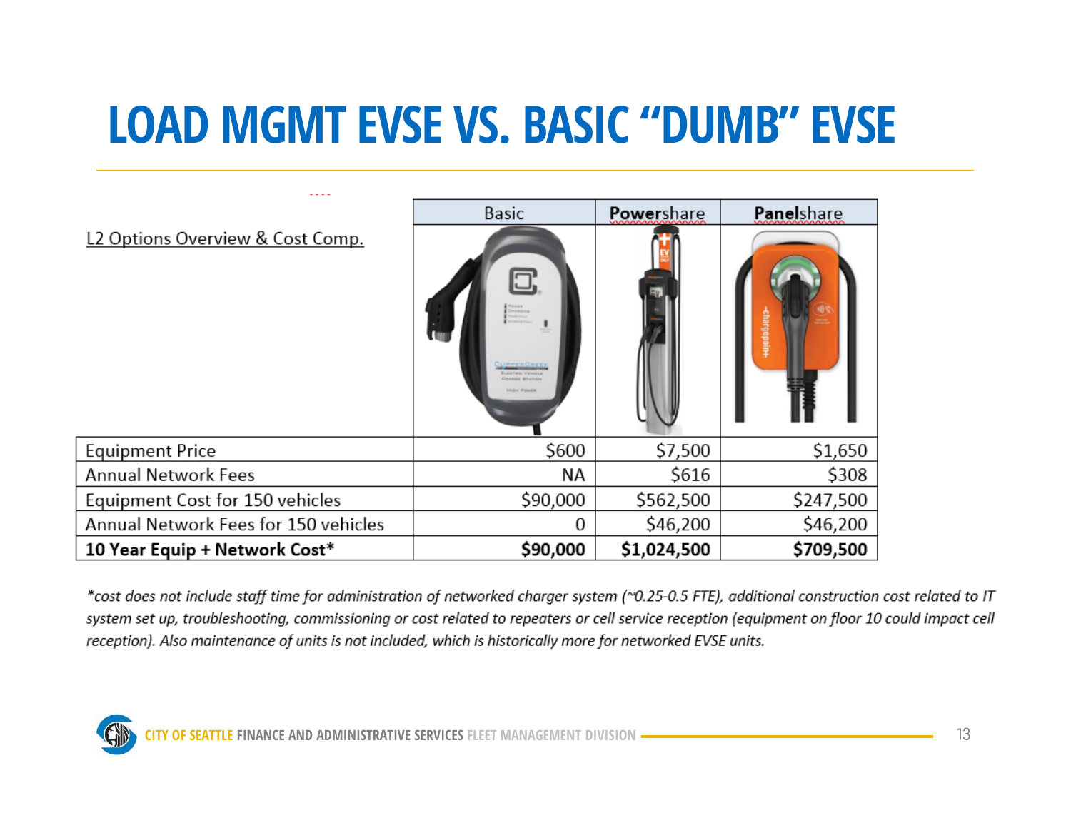# LOAD MGMT EVSE VS. BASIC "DUMB" EVSE

| L2 Options Overview & Cost Comp. | Basic | Powershare | Panelshare |
|---|---|---|---|
| Equipment Price | $600 | $7,500 | $1,650 |
| Annual Network Fees | NA | $616 | $308 |
| Equipment Cost for 150 vehicles | $90,000 | $562,500 | $247,500 |
| Annual Network Fees for 150 vehicles | 0 | $46,200 | $46,200 |
| **10 Year Equip + Network Cost*** | **$90,000** | **$1,024,500** | **$709,500** |

*\*cost does not include staff time for administration of networked charger system (~0.25-0.5 FTE), additional construction cost related to IT system set up, troubleshooting, commissioning or cost related to repeaters or cell service reception (equipment on floor 10 could impact cell reception). Also maintenance of units is not included, which is historically more for networked EVSE units.*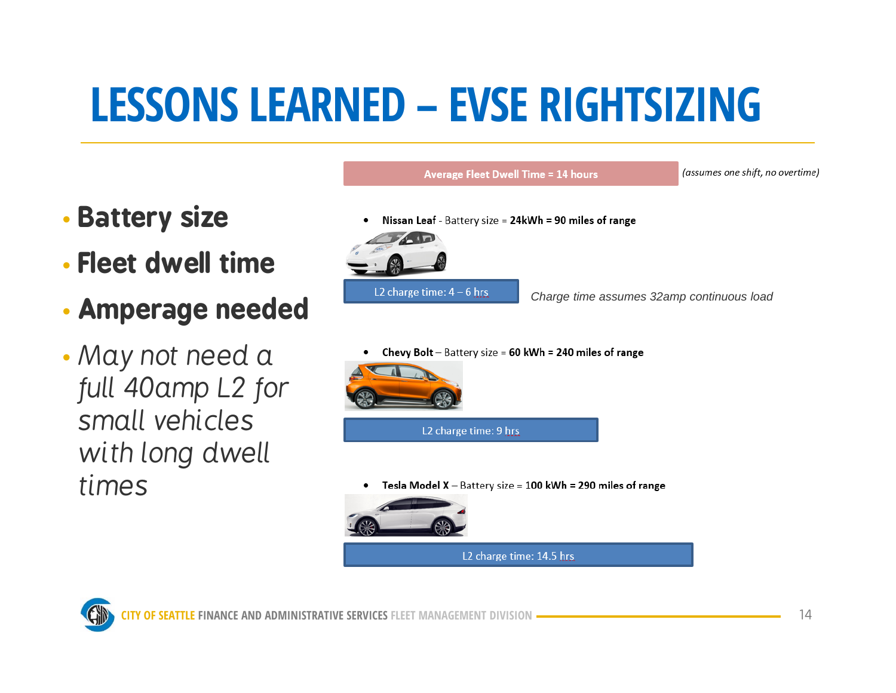# LESSONS LEARNED – EVSE RIGHTSIZING

- **Battery size**
- **Fleet dwell time**
- **Amperage needed**
- *May not need a full 40amp L2 for small vehicles with long dwell times*

**Average Fleet Dwell Time = 14 hours** *(assumes one shift, no overtime)*

- **Nissan Leaf** - Battery size = **24kWh = 90 miles of range**

L2 charge time: 4 – 6 hrs

*Charge time assumes 32amp continuous load*

- **Chevy Bolt** – Battery size = **60 kWh = 240 miles of range**

L2 charge time: 9 hrs

- **Tesla Model X** – Battery size = **100 kWh = 290 miles of range**

L2 charge time: 14.5 hrs

CITY OF SEATTLE FINANCE AND ADMINISTRATIVE SERVICES FLEET MANAGEMENT DIVISION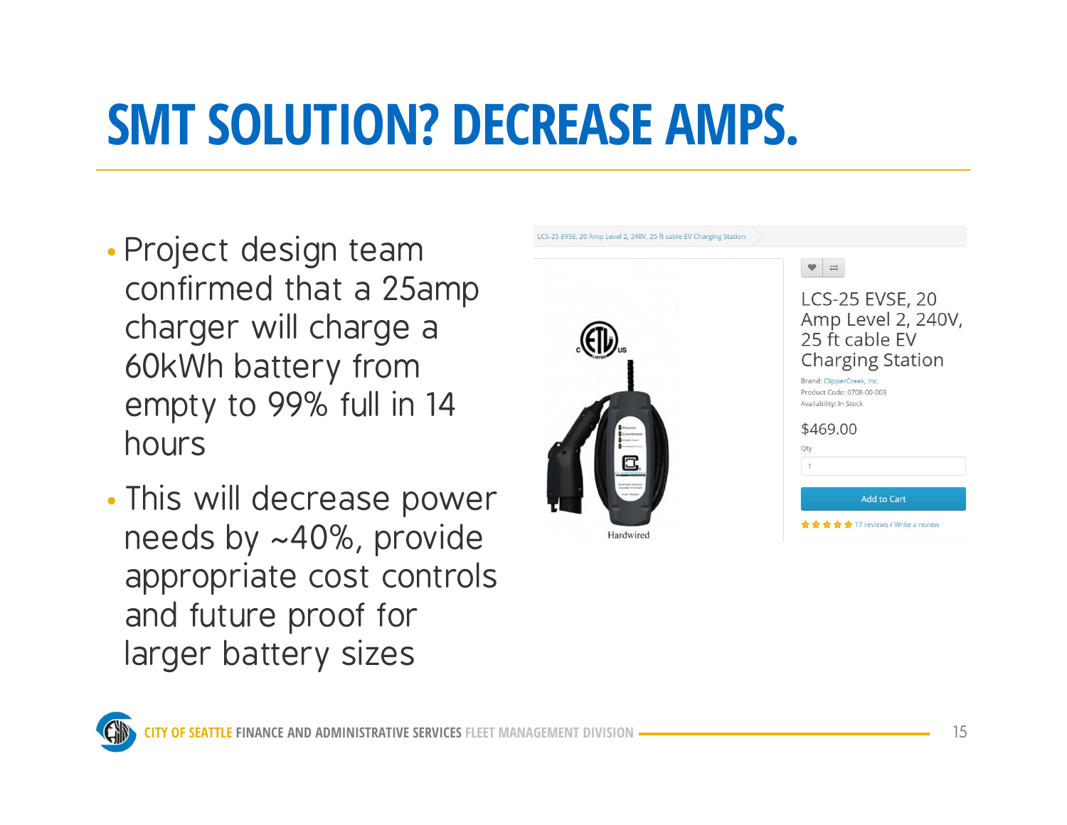# SMT SOLUTION? DECREASE AMPS.

- Project design team confirmed that a 25amp charger will charge a 60kWh battery from empty to 99% full in 14 hours
- This will decrease power needs by ~40%, provide appropriate cost controls and future proof for larger battery sizes

LCS-25 EVSE, 20 Amp Level 2, 240V, 25 ft cable EV Charging Station

LCS-25 EVSE, 20 Amp Level 2, 240V, 25 ft cable EV Charging Station

Brand: ClipperCreek, Inc.
Product Code: 0708-00-003
Availability: In Stock

$469.00

Qty

1

Add to Cart

17 reviews / Write a review

Hardwired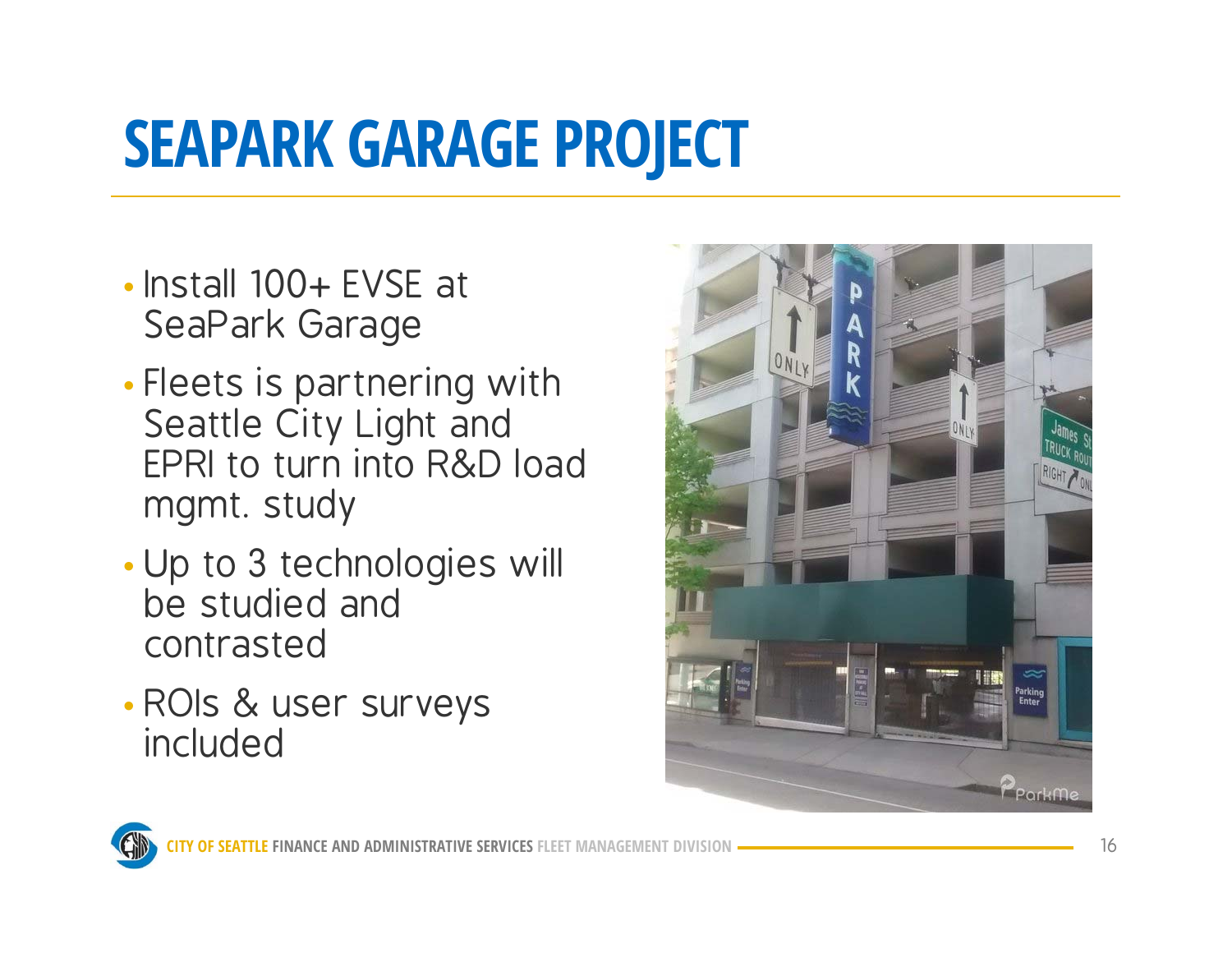# SEAPARK GARAGE PROJECT

- Install 100+ EVSE at SeaPark Garage
- Fleets is partnering with Seattle City Light and EPRI to turn into R&D load mgmt. study
- Up to 3 technologies will be studied and contrasted
- ROIs & user surveys included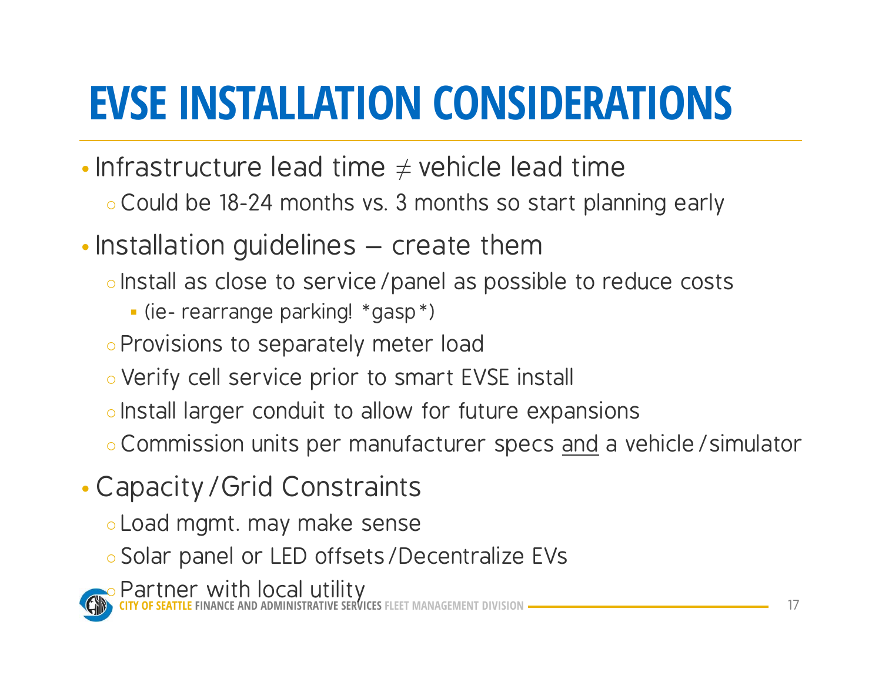# EVSE INSTALLATION CONSIDERATIONS

- Infrastructure lead time $\neq$ vehicle lead time
  - Could be 18-24 months vs. 3 months so start planning early
- Installation guidelines – create them
  - Install as close to service/panel as possible to reduce costs
    - (ie- rearrange parking! *gasp*)
  - Provisions to separately meter load
  - Verify cell service prior to smart EVSE install
  - Install larger conduit to allow for future expansions
  - Commission units per manufacturer specs <u>and</u> a vehicle/simulator
- Capacity/Grid Constraints
  - Load mgmt. may make sense
  - Solar panel or LED offsets/Decentralize EVs
  - Partner with local utility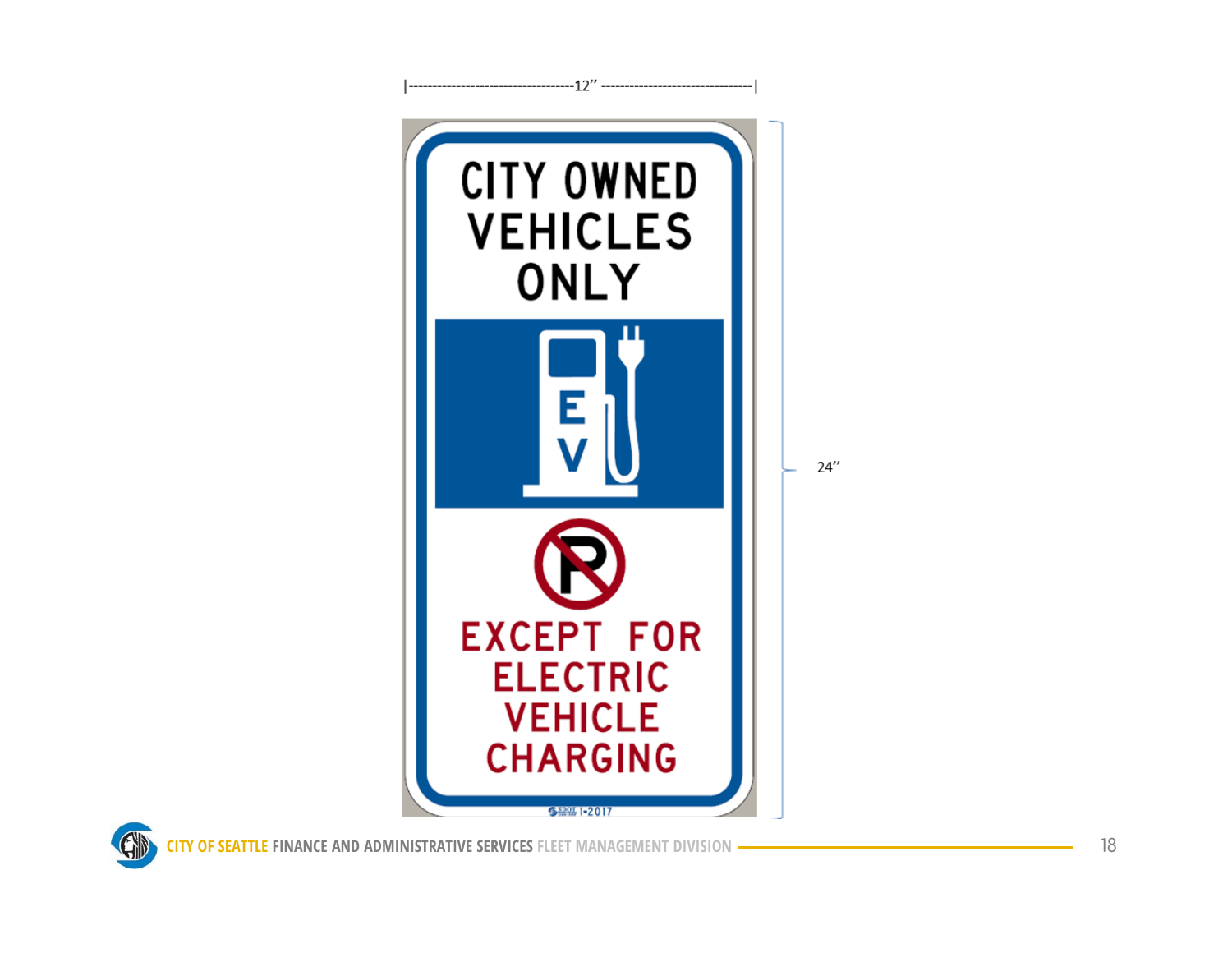|-----------------------------------12'' --------------------------------|

CITY OWNED
VEHICLES
ONLY

E
V

EXCEPT FOR
ELECTRIC
VEHICLE
CHARGING

SDOT I-2017

24''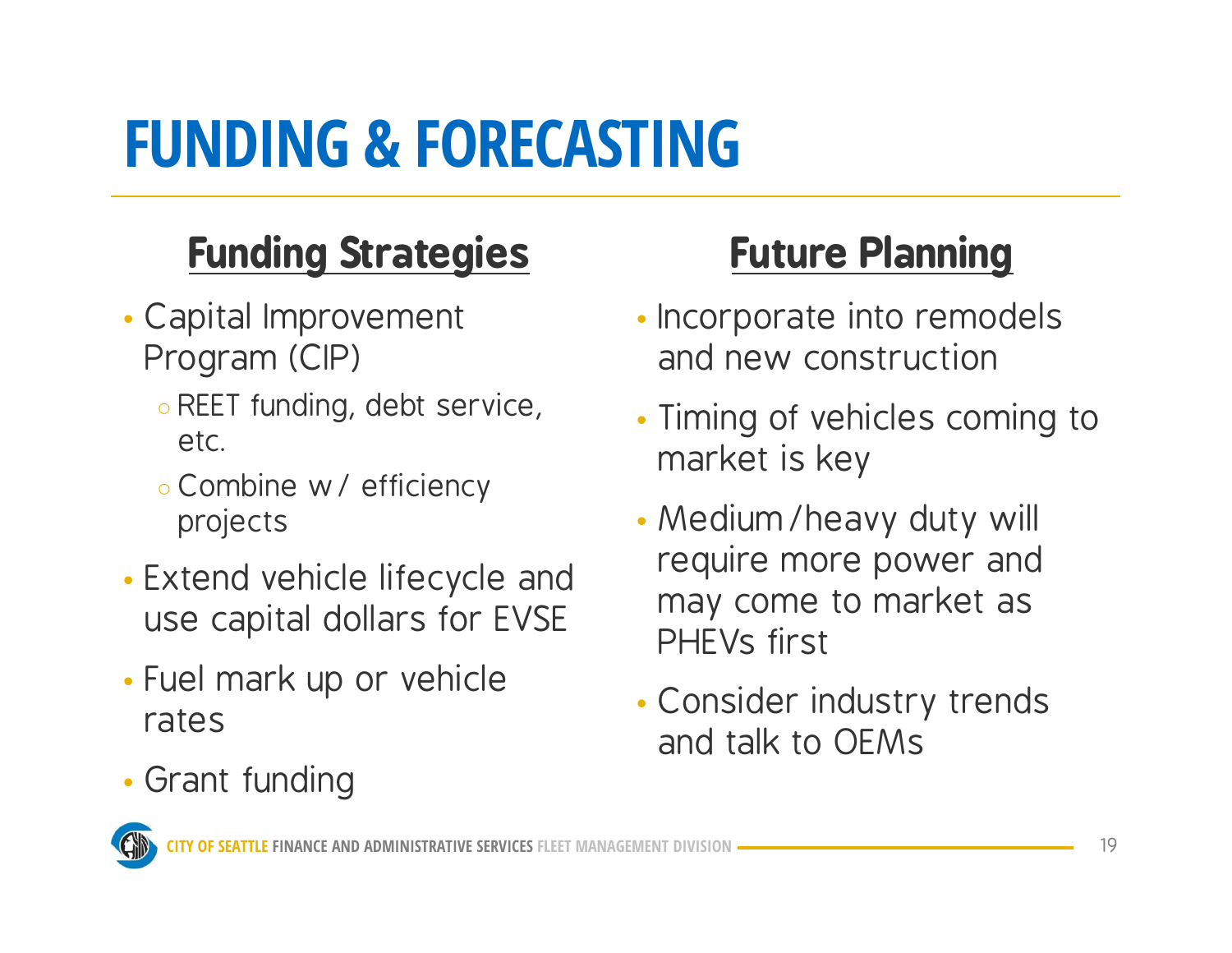# FUNDING & FORECASTING

## Funding Strategies

- Capital Improvement Program (CIP)
  - REET funding, debt service, etc.
  - Combine w/ efficiency projects
- Extend vehicle lifecycle and use capital dollars for EVSE
- Fuel mark up or vehicle rates
- Grant funding

## Future Planning

- Incorporate into remodels and new construction
- Timing of vehicles coming to market is key
- Medium/heavy duty will require more power and may come to market as PHEVs first
- Consider industry trends and talk to OEMs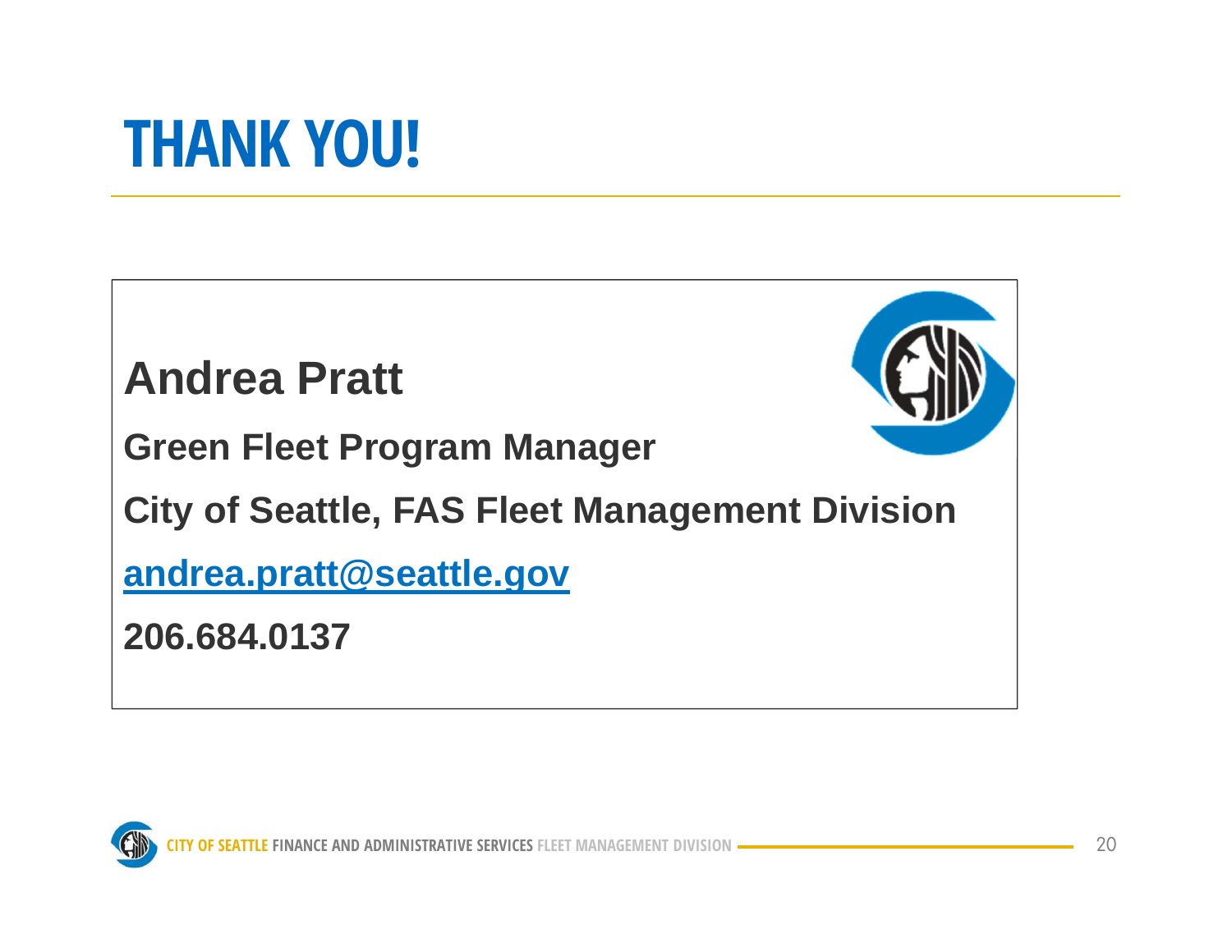# THANK YOU!

**Andrea Pratt**

**Green Fleet Program Manager**

**City of Seattle, FAS Fleet Management Division**

**[andrea.pratt@seattle.gov](mailto:andrea.pratt@seattle.gov)**

**206.684.0137**